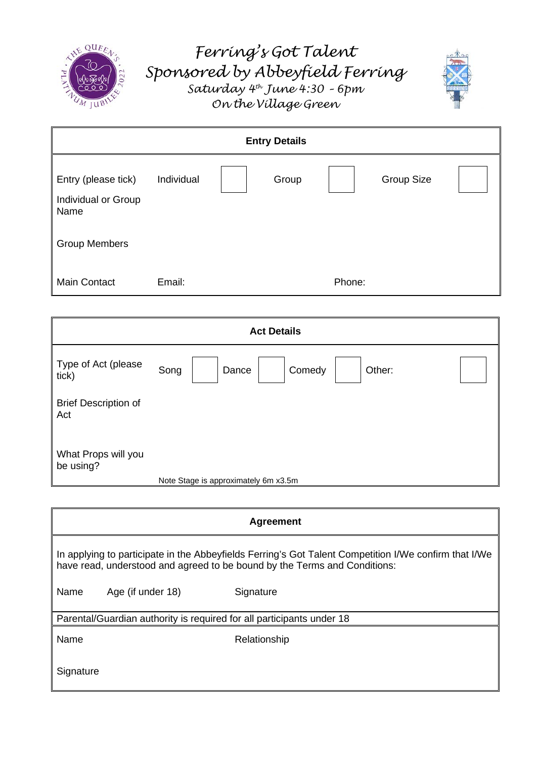# Ferring's Got Talent
## Sponsored by Abbeyfield Ferring
### Saturday 4th June 4:30 – 6pm
### On the Village Green

| Entry Details | | | | | | |
|---|---|---|---|---|---|---|
| Entry (please tick) | Individual | | Group | | Group Size | |
| Individual or Group Name | | | | | | |
| Group Members | | | | | | |
| Main Contact | Email: | | | Phone: | | |

| Act Details | | | | | | | | |
|---|---|---|---|---|---|---|---|---|
| Type of Act (please tick) | Song | | Dance | | Comedy | | Other: | |
| Brief Description of Act | | | | | | | | |
| What Props will you be using? | Note Stage is approximately 6m x3.5m | | | | | | | |

| Agreement | | |
|---|---|---|
| In applying to participate in the Abbeyfields Ferring's Got Talent Competition I/We confirm that I/We have read, understood and agreed to be bound by the Terms and Conditions: | | |
| Name | Age (if under 18) | Signature |
| Parental/Guardian authority is required for all participants under 18 | | |
| Name | | Relationship |
| Signature | | |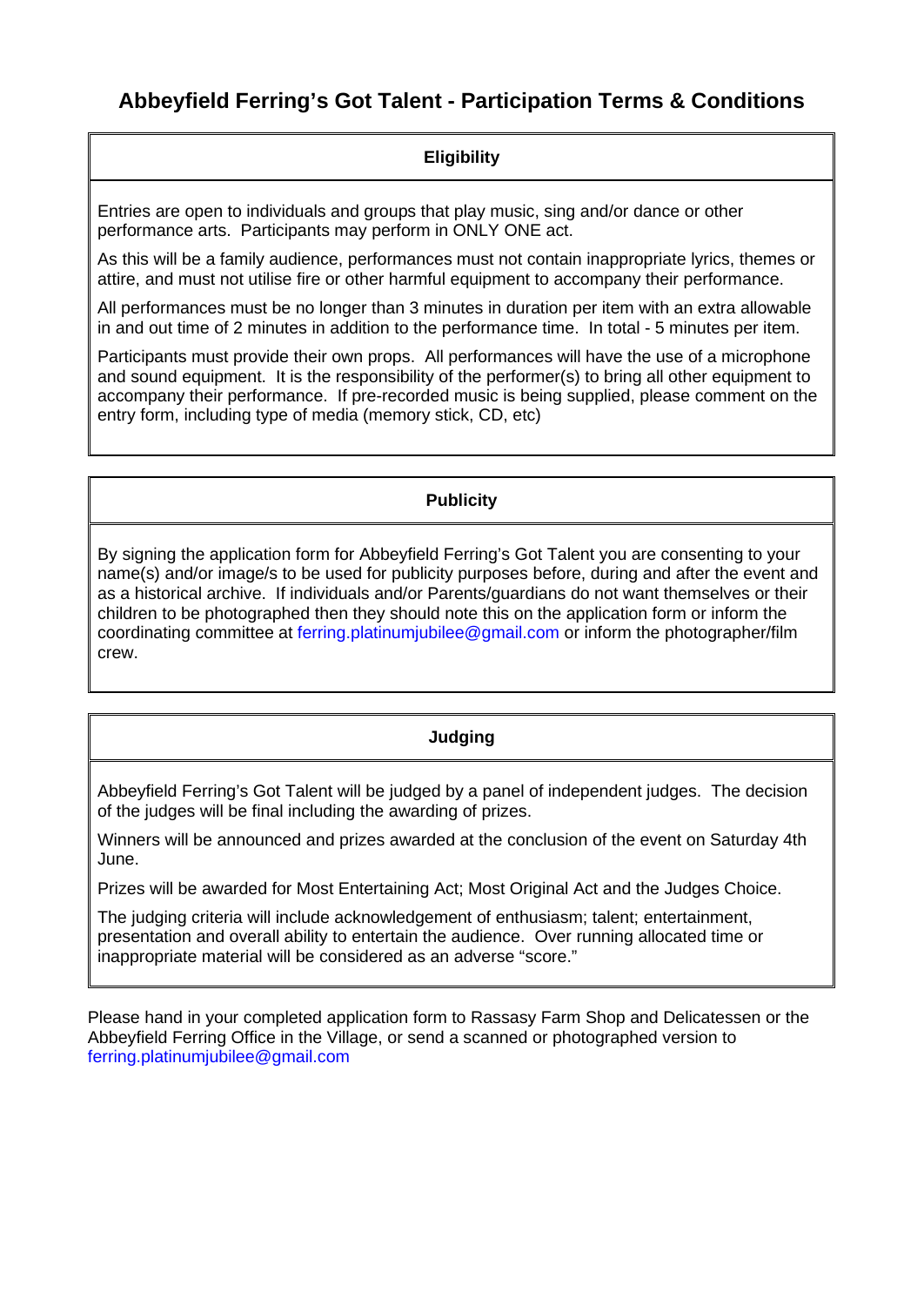# Abbeyfield Ferring's Got Talent - Participation Terms & Conditions

## Eligibility

Entries are open to individuals and groups that play music, sing and/or dance or other performance arts. Participants may perform in ONLY ONE act.

As this will be a family audience, performances must not contain inappropriate lyrics, themes or attire, and must not utilise fire or other harmful equipment to accompany their performance.

All performances must be no longer than 3 minutes in duration per item with an extra allowable in and out time of 2 minutes in addition to the performance time. In total - 5 minutes per item.

Participants must provide their own props. All performances will have the use of a microphone and sound equipment. It is the responsibility of the performer(s) to bring all other equipment to accompany their performance. If pre-recorded music is being supplied, please comment on the entry form, including type of media (memory stick, CD, etc)

## Publicity

By signing the application form for Abbeyfield Ferring's Got Talent you are consenting to your name(s) and/or image/s to be used for publicity purposes before, during and after the event and as a historical archive. If individuals and/or Parents/guardians do not want themselves or their children to be photographed then they should note this on the application form or inform the coordinating committee at ferring.platinumjubilee@gmail.com or inform the photographer/film crew.

## Judging

Abbeyfield Ferring's Got Talent will be judged by a panel of independent judges. The decision of the judges will be final including the awarding of prizes.

Winners will be announced and prizes awarded at the conclusion of the event on Saturday 4th June.

Prizes will be awarded for Most Entertaining Act; Most Original Act and the Judges Choice.

The judging criteria will include acknowledgement of enthusiasm; talent; entertainment, presentation and overall ability to entertain the audience. Over running allocated time or inappropriate material will be considered as an adverse "score."

Please hand in your completed application form to Rassasy Farm Shop and Delicatessen or the Abbeyfield Ferring Office in the Village, or send a scanned or photographed version to ferring.platinumjubilee@gmail.com